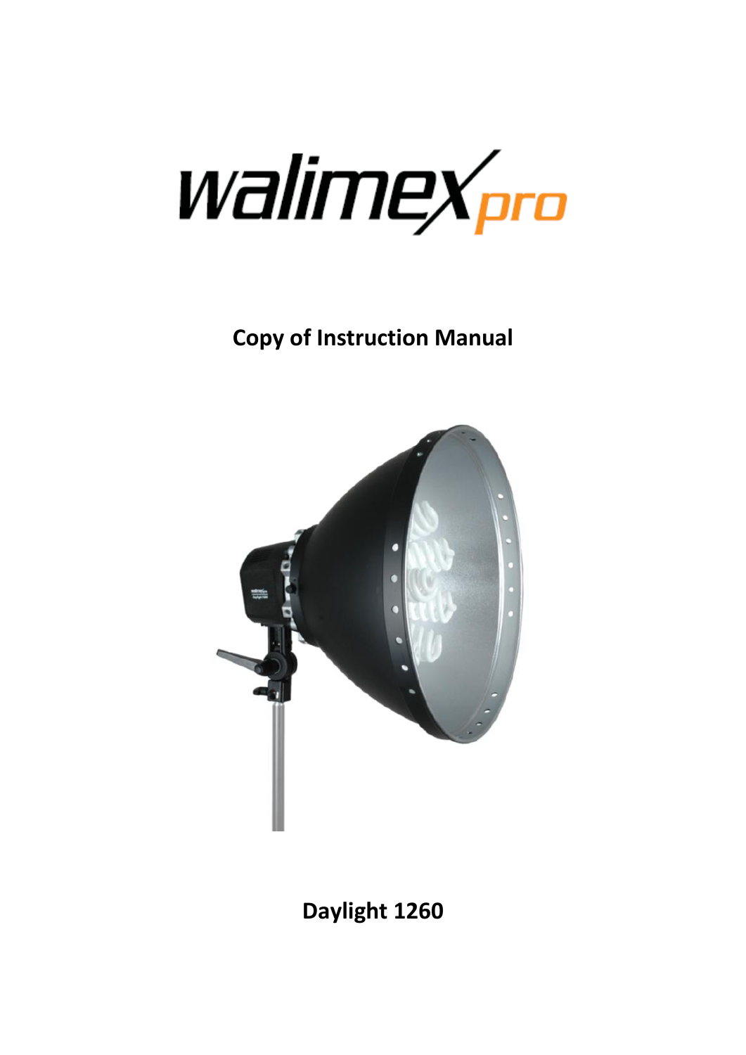walimex pro

# Copy of Instruction Manual

# Daylight 1260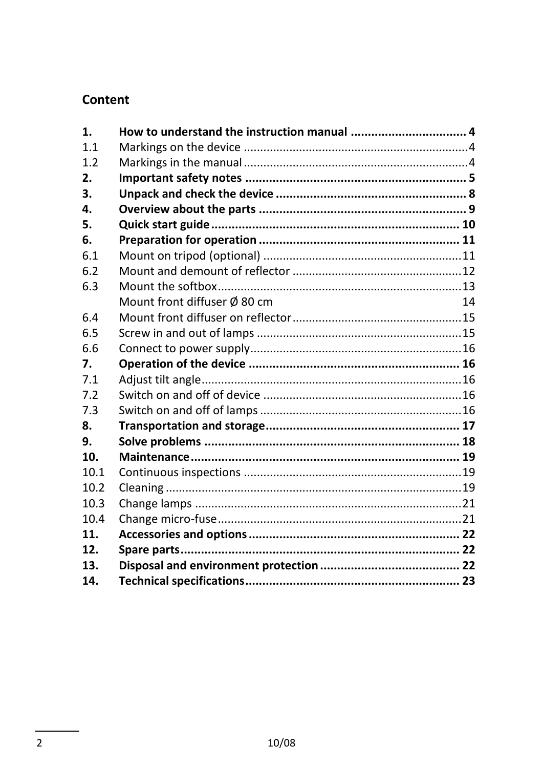## Content

| | | |
|---|---|---|
| **1.** | **How to understand the instruction manual** | **4** |
| 1.1 | Markings on the device | 4 |
| 1.2 | Markings in the manual | 4 |
| **2.** | **Important safety notes** | **5** |
| **3.** | **Unpack and check the device** | **8** |
| **4.** | **Overview about the parts** | **9** |
| **5.** | **Quick start guide** | **10** |
| **6.** | **Preparation for operation** | **11** |
| 6.1 | Mount on tripod (optional) | 11 |
| 6.2 | Mount and demount of reflector | 12 |
| 6.3 | Mount the softbox | 13 |
| | Mount front diffuser Ø 80 cm | 14 |
| 6.4 | Mount front diffuser on reflector | 15 |
| 6.5 | Screw in and out of lamps | 15 |
| 6.6 | Connect to power supply | 16 |
| **7.** | **Operation of the device** | **16** |
| 7.1 | Adjust tilt angle | 16 |
| 7.2 | Switch on and off of device | 16 |
| 7.3 | Switch on and off of lamps | 16 |
| **8.** | **Transportation and storage** | **17** |
| **9.** | **Solve problems** | **18** |
| **10.** | **Maintenance** | **19** |
| 10.1 | Continuous inspections | 19 |
| 10.2 | Cleaning | 19 |
| 10.3 | Change lamps | 21 |
| 10.4 | Change micro-fuse | 21 |
| **11.** | **Accessories and options** | **22** |
| **12.** | **Spare parts** | **22** |
| **13.** | **Disposal and environment protection** | **22** |
| **14.** | **Technical specifications** | **23** |

10/08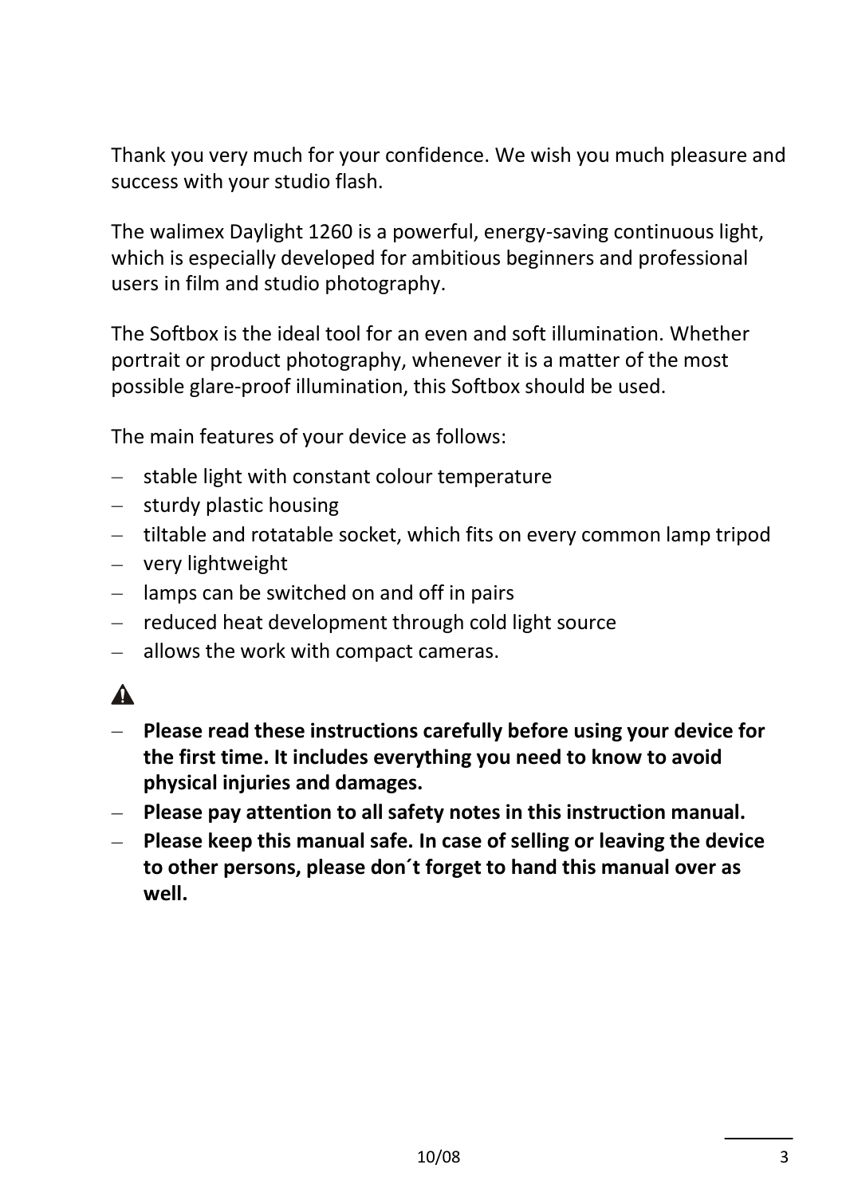Thank you very much for your confidence. We wish you much pleasure and success with your studio flash.

The walimex Daylight 1260 is a powerful, energy-saving continuous light, which is especially developed for ambitious beginners and professional users in film and studio photography.

The Softbox is the ideal tool for an even and soft illumination. Whether portrait or product photography, whenever it is a matter of the most possible glare-proof illumination, this Softbox should be used.

The main features of your device as follows:

- stable light with constant colour temperature
- sturdy plastic housing
- tiltable and rotatable socket, which fits on every common lamp tripod
- very lightweight
- lamps can be switched on and off in pairs
- reduced heat development through cold light source
- allows the work with compact cameras.

⚠

- **Please read these instructions carefully before using your device for the first time. It includes everything you need to know to avoid physical injuries and damages.**
- **Please pay attention to all safety notes in this instruction manual.**
- **Please keep this manual safe. In case of selling or leaving the device to other persons, please don´t forget to hand this manual over as well.**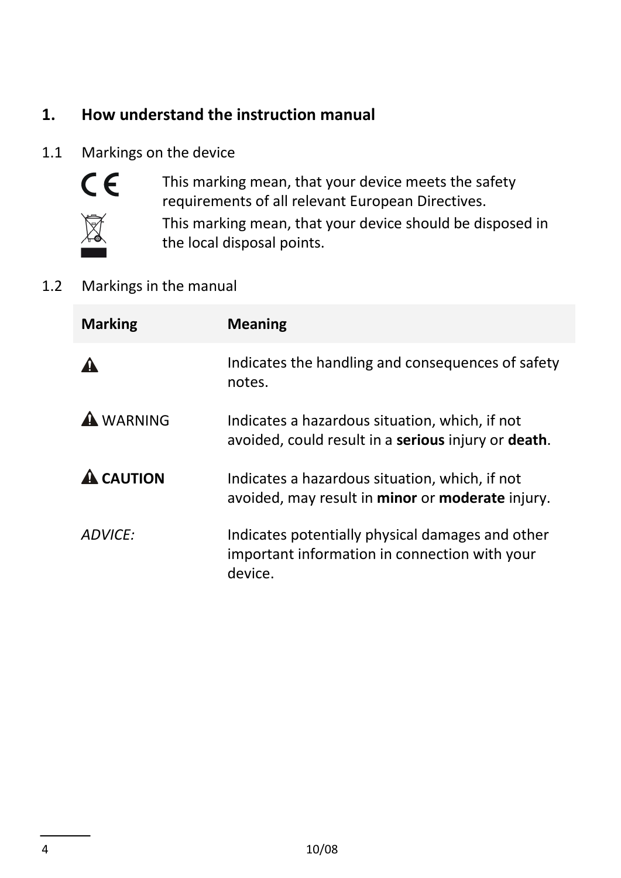## 1. How understand the instruction manual

### 1.1 Markings on the device

This marking mean, that your device meets the safety requirements of all relevant European Directives.

This marking mean, that your device should be disposed in the local disposal points.

### 1.2 Markings in the manual

| Marking | Meaning |
|---|---|
| ⚠ | Indicates the handling and consequences of safety notes. |
| ⚠ WARNING | Indicates a hazardous situation, which, if not avoided, could result in a **serious** injury or **death**. |
| ⚠ **CAUTION** | Indicates a hazardous situation, which, if not avoided, may result in **minor** or **moderate** injury. |
| *ADVICE:* | Indicates potentially physical damages and other important information in connection with your device. |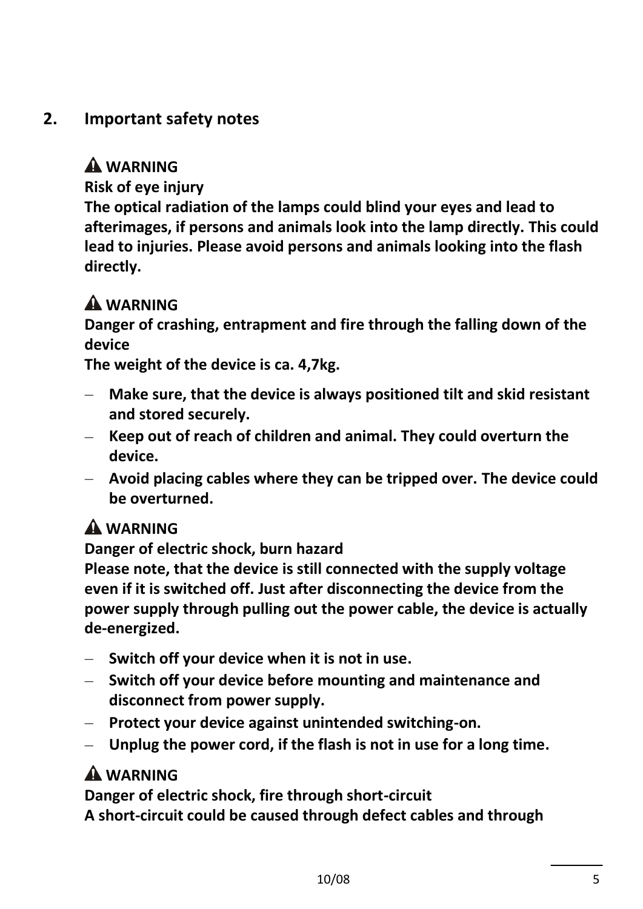## 2. Important safety notes

**⚠ WARNING**

**Risk of eye injury**

**The optical radiation of the lamps could blind your eyes and lead to afterimages, if persons and animals look into the lamp directly. This could lead to injuries. Please avoid persons and animals looking into the flash directly.**

**⚠ WARNING**

**Danger of crashing, entrapment and fire through the falling down of the device**

**The weight of the device is ca. 4,7kg.**

- **Make sure, that the device is always positioned tilt and skid resistant and stored securely.**
- **Keep out of reach of children and animal. They could overturn the device.**
- **Avoid placing cables where they can be tripped over. The device could be overturned.**

**⚠ WARNING**

**Danger of electric shock, burn hazard**

**Please note, that the device is still connected with the supply voltage even if it is switched off. Just after disconnecting the device from the power supply through pulling out the power cable, the device is actually de-energized.**

- **Switch off your device when it is not in use.**
- **Switch off your device before mounting and maintenance and disconnect from power supply.**
- **Protect your device against unintended switching-on.**
- **Unplug the power cord, if the flash is not in use for a long time.**

**⚠ WARNING**

**Danger of electric shock, fire through short-circuit**

**A short-circuit could be caused through defect cables and through**

10/08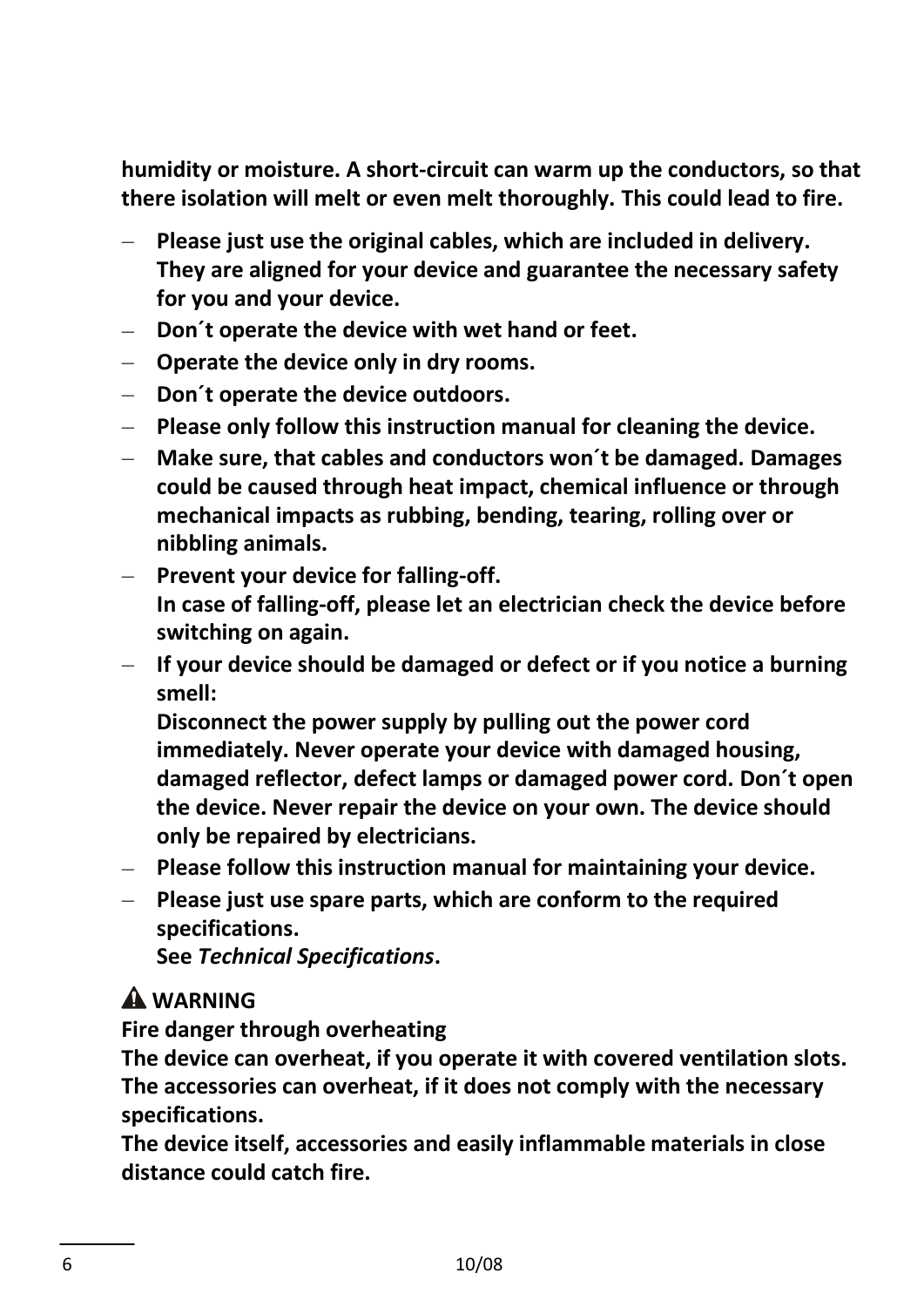**humidity or moisture. A short-circuit can warm up the conductors, so that there isolation will melt or even melt thoroughly. This could lead to fire.**

- **Please just use the original cables, which are included in delivery. They are aligned for your device and guarantee the necessary safety for you and your device.**
- **Don´t operate the device with wet hand or feet.**
- **Operate the device only in dry rooms.**
- **Don´t operate the device outdoors.**
- **Please only follow this instruction manual for cleaning the device.**
- **Make sure, that cables and conductors won´t be damaged. Damages could be caused through heat impact, chemical influence or through mechanical impacts as rubbing, bending, tearing, rolling over or nibbling animals.**
- **Prevent your device for falling-off.**
  **In case of falling-off, please let an electrician check the device before switching on again.**
- **If your device should be damaged or defect or if you notice a burning smell:**
  **Disconnect the power supply by pulling out the power cord immediately. Never operate your device with damaged housing, damaged reflector, defect lamps or damaged power cord. Don´t open the device. Never repair the device on your own. The device should only be repaired by electricians.**
- **Please follow this instruction manual for maintaining your device.**
- **Please just use spare parts, which are conform to the required specifications.**
  **See *Technical Specifications*.**

**⚠ WARNING**

**Fire danger through overheating**

**The device can overheat, if you operate it with covered ventilation slots. The accessories can overheat, if it does not comply with the necessary specifications.**

**The device itself, accessories and easily inflammable materials in close distance could catch fire.**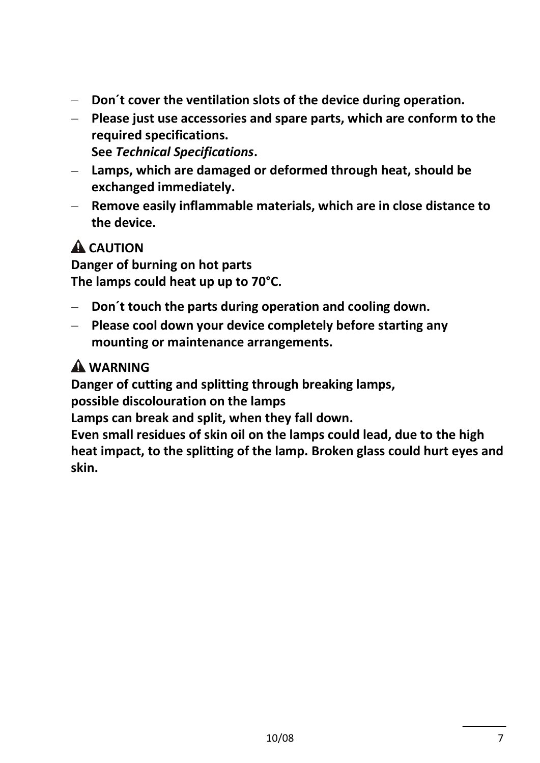- **Don´t cover the ventilation slots of the device during operation.**
- **Please just use accessories and spare parts, which are conform to the required specifications.**
  **See *Technical Specifications*.**
- **Lamps, which are damaged or deformed through heat, should be exchanged immediately.**
- **Remove easily inflammable materials, which are in close distance to the device.**

**⚠ CAUTION**

**Danger of burning on hot parts**
**The lamps could heat up up to 70°C.**

- **Don´t touch the parts during operation and cooling down.**
- **Please cool down your device completely before starting any mounting or maintenance arrangements.**

**⚠ WARNING**

**Danger of cutting and splitting through breaking lamps,**
**possible discolouration on the lamps**
**Lamps can break and split, when they fall down.**
**Even small residues of skin oil on the lamps could lead, due to the high heat impact, to the splitting of the lamp. Broken glass could hurt eyes and skin.**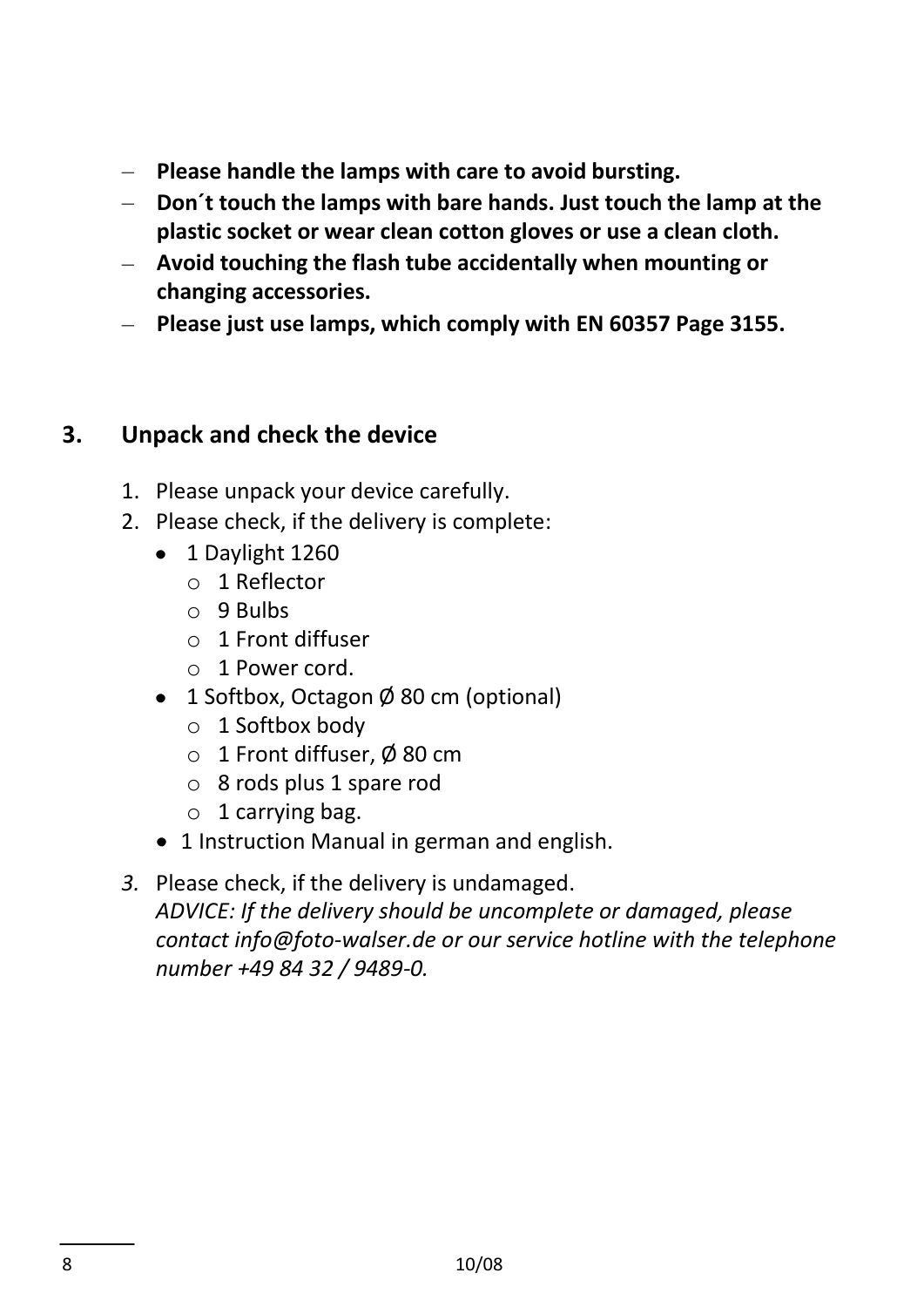- **Please handle the lamps with care to avoid bursting.**
- **Don´t touch the lamps with bare hands. Just touch the lamp at the plastic socket or wear clean cotton gloves or use a clean cloth.**
- **Avoid touching the flash tube accidentally when mounting or changing accessories.**
- **Please just use lamps, which comply with EN 60357 Page 3155.**

## 3. Unpack and check the device

1. Please unpack your device carefully.
2. Please check, if the delivery is complete:
    - 1 Daylight 1260
        - 1 Reflector
        - 9 Bulbs
        - 1 Front diffuser
        - 1 Power cord.
    - 1 Softbox, Octagon Ø 80 cm (optional)
        - 1 Softbox body
        - 1 Front diffuser, Ø 80 cm
        - 8 rods plus 1 spare rod
        - 1 carrying bag.
    - 1 Instruction Manual in german and english.
3. Please check, if the delivery is undamaged.
   *ADVICE: If the delivery should be uncomplete or damaged, please contact info@foto-walser.de or our service hotline with the telephone number +49 84 32 / 9489-0.*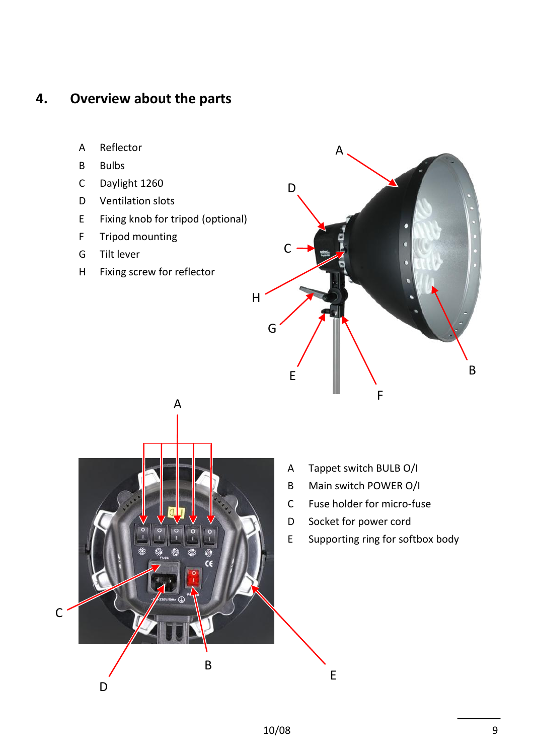## 4. Overview about the parts

A Reflector
B Bulbs
C Daylight 1260
D Ventilation slots
E Fixing knob for tripod (optional)
F Tripod mounting
G Tilt lever
H Fixing screw for reflector

A Tappet switch BULB O/I
B Main switch POWER O/I
C Fuse holder for micro-fuse
D Socket for power cord
E Supporting ring for softbox body

10/08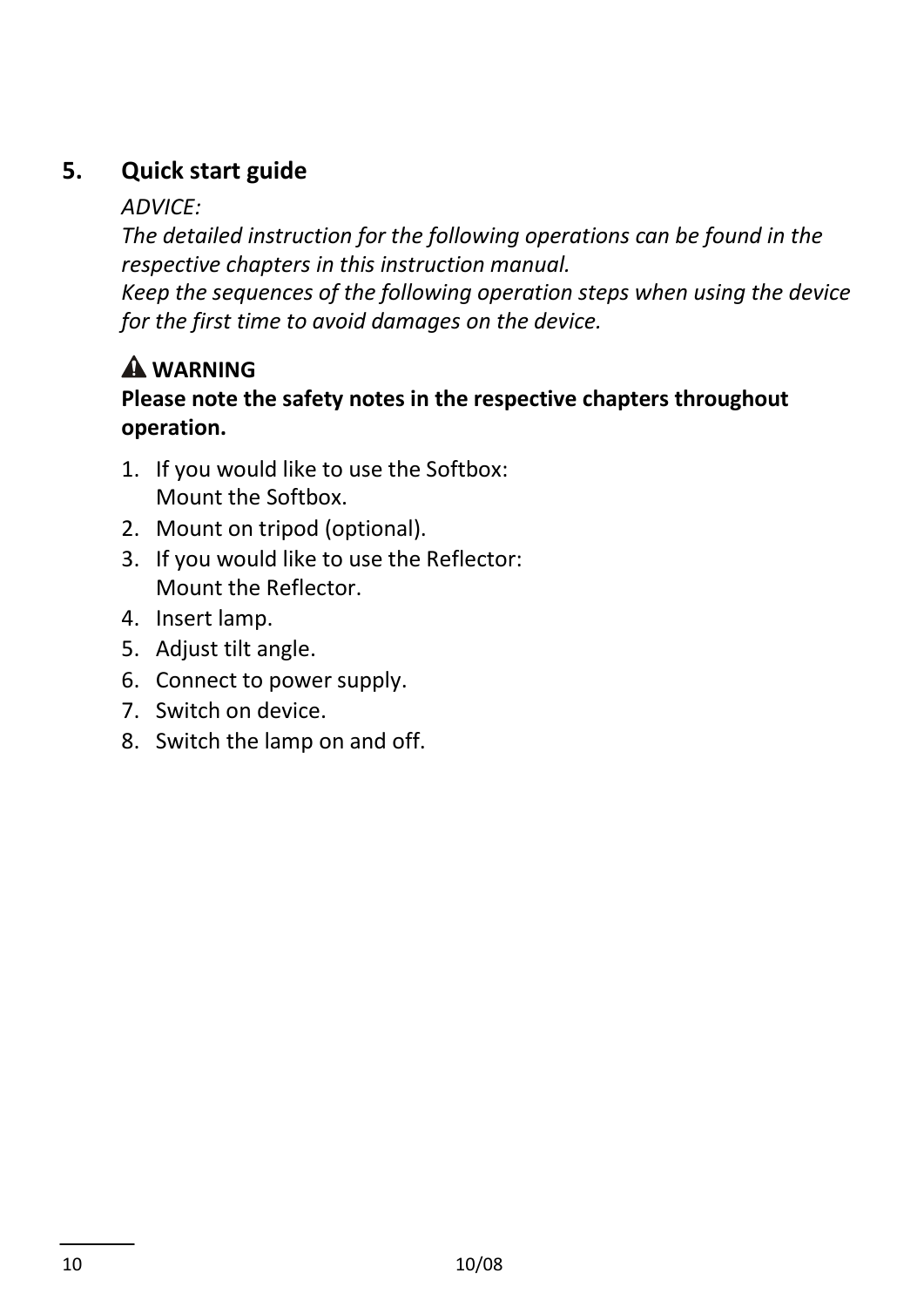## 5. Quick start guide

*ADVICE:*
*The detailed instruction for the following operations can be found in the respective chapters in this instruction manual.*
*Keep the sequences of the following operation steps when using the device for the first time to avoid damages on the device.*

⚠ **WARNING**
**Please note the safety notes in the respective chapters throughout operation.**

1. If you would like to use the Softbox:
   Mount the Softbox.
2. Mount on tripod (optional).
3. If you would like to use the Reflector:
   Mount the Reflector.
4. Insert lamp.
5. Adjust tilt angle.
6. Connect to power supply.
7. Switch on device.
8. Switch the lamp on and off.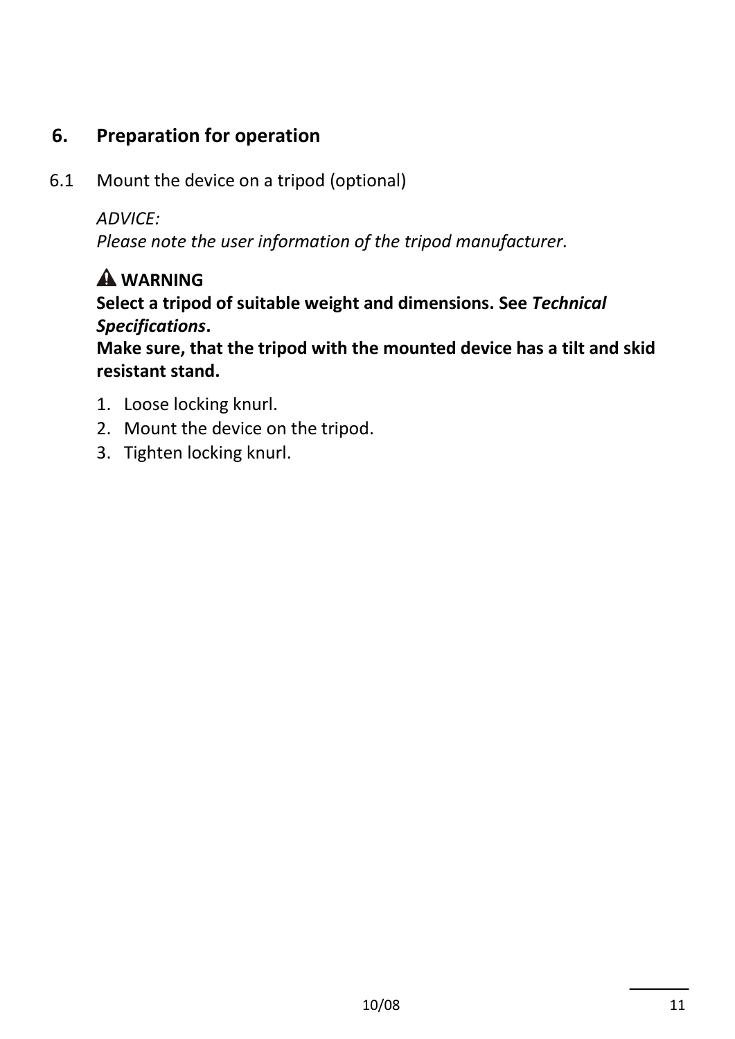## 6. Preparation for operation

6.1 Mount the device on a tripod (optional)

*ADVICE:*
*Please note the user information of the tripod manufacturer.*

⚠ **WARNING**
**Select a tripod of suitable weight and dimensions. See *Technical Specifications*.**
**Make sure, that the tripod with the mounted device has a tilt and skid resistant stand.**

1. Loose locking knurl.
2. Mount the device on the tripod.
3. Tighten locking knurl.

10/08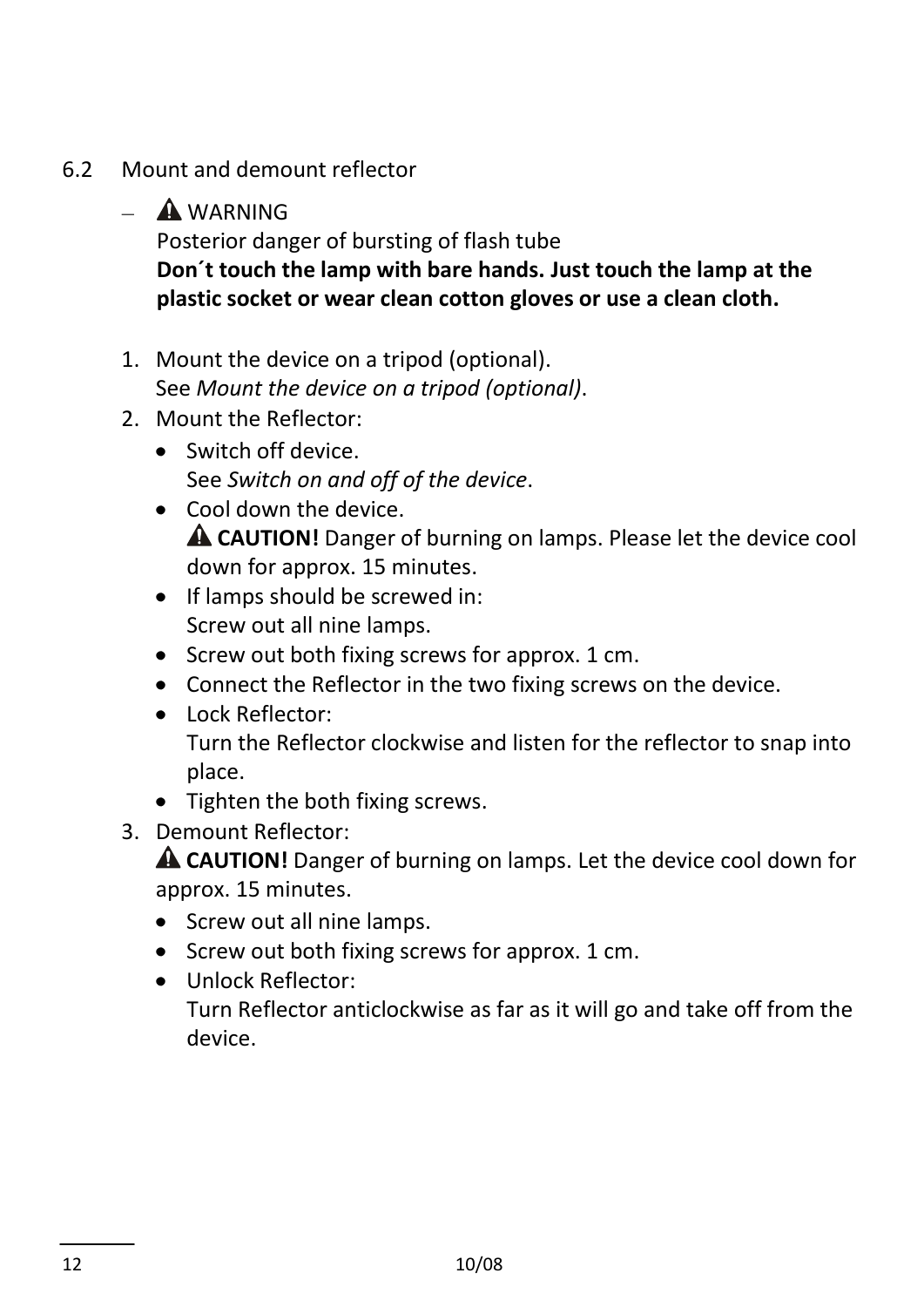## 6.2 Mount and demount reflector

- ⚠ WARNING
  Posterior danger of bursting of flash tube
  **Don´t touch the lamp with bare hands. Just touch the lamp at the plastic socket or wear clean cotton gloves or use a clean cloth.**

1. Mount the device on a tripod (optional).
   See *Mount the device on a tripod (optional)*.
2. Mount the Reflector:
   - Switch off device.
     See *Switch on and off of the device*.
   - Cool down the device.
     ⚠ **CAUTION!** Danger of burning on lamps. Please let the device cool down for approx. 15 minutes.
   - If lamps should be screwed in:
     Screw out all nine lamps.
   - Screw out both fixing screws for approx. 1 cm.
   - Connect the Reflector in the two fixing screws on the device.
   - Lock Reflector:
     Turn the Reflector clockwise and listen for the reflector to snap into place.
   - Tighten the both fixing screws.
3. Demount Reflector:
   ⚠ **CAUTION!** Danger of burning on lamps. Let the device cool down for approx. 15 minutes.
   - Screw out all nine lamps.
   - Screw out both fixing screws for approx. 1 cm.
   - Unlock Reflector:
     Turn Reflector anticlockwise as far as it will go and take off from the device.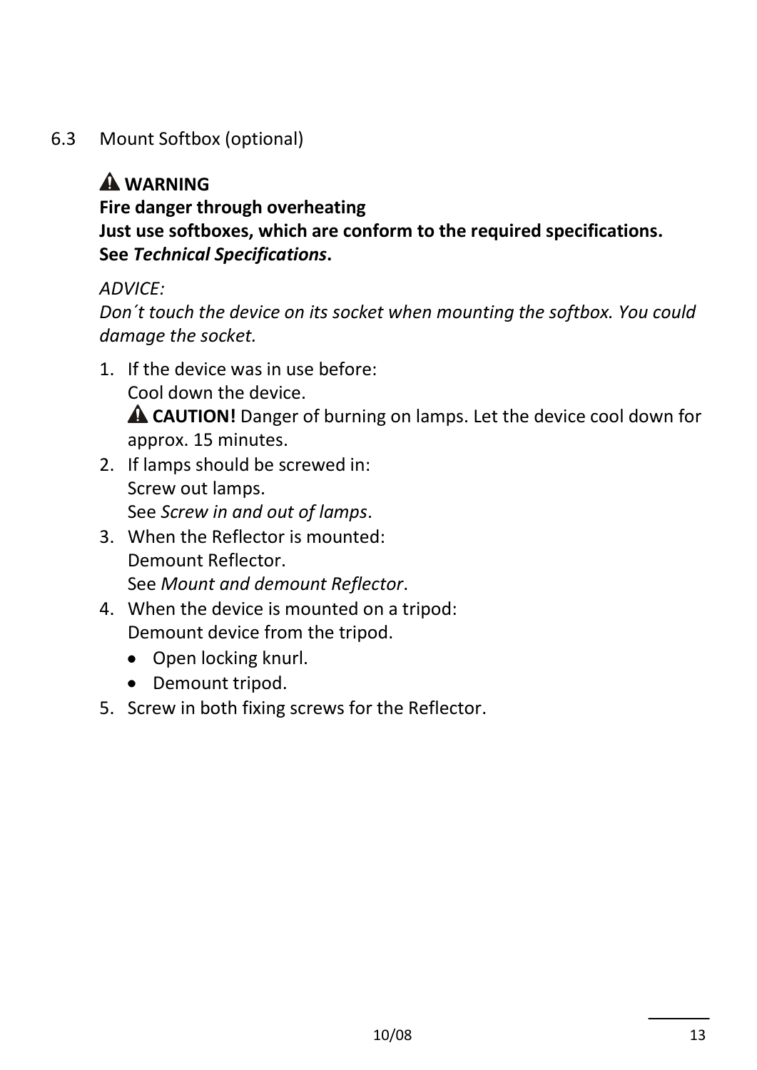## 6.3 Mount Softbox (optional)

⚠ **WARNING**
**Fire danger through overheating**
**Just use softboxes, which are conform to the required specifications.**
**See *Technical Specifications*.**

*ADVICE:*
*Don´t touch the device on its socket when mounting the softbox. You could damage the socket.*

1. If the device was in use before:
   Cool down the device.
   ⚠ **CAUTION!** Danger of burning on lamps. Let the device cool down for approx. 15 minutes.
2. If lamps should be screwed in:
   Screw out lamps.
   See *Screw in and out of lamps*.
3. When the Reflector is mounted:
   Demount Reflector.
   See *Mount and demount Reflector*.
4. When the device is mounted on a tripod:
   Demount device from the tripod.
   - Open locking knurl.
   - Demount tripod.
5. Screw in both fixing screws for the Reflector.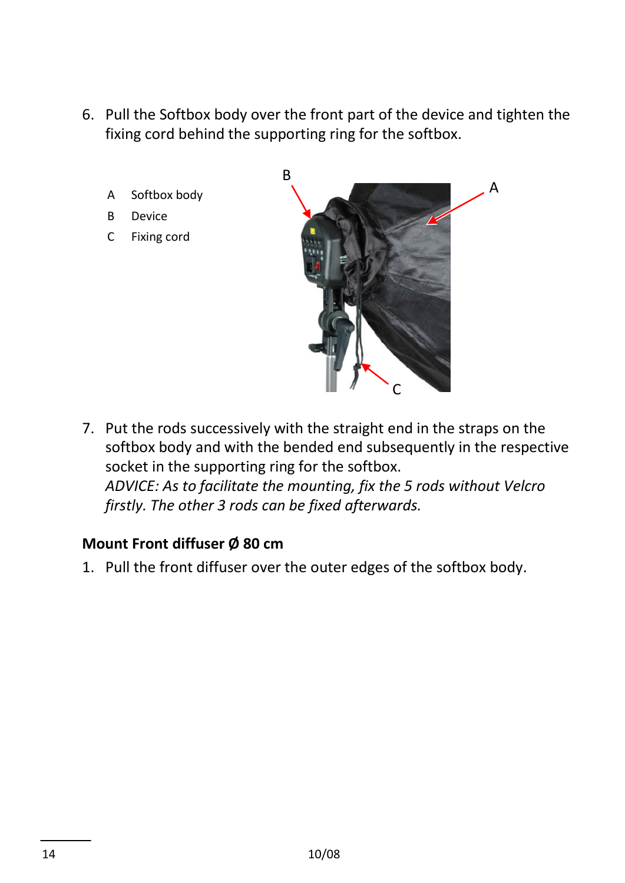6. Pull the Softbox body over the front part of the device and tighten the fixing cord behind the supporting ring for the softbox.

A Softbox body
B Device
C Fixing cord

7. Put the rods successively with the straight end in the straps on the softbox body and with the bended end subsequently in the respective socket in the supporting ring for the softbox.
   *ADVICE: As to facilitate the mounting, fix the 5 rods without Velcro firstly. The other 3 rods can be fixed afterwards.*

**Mount Front diffuser Ø 80 cm**

1. Pull the front diffuser over the outer edges of the softbox body.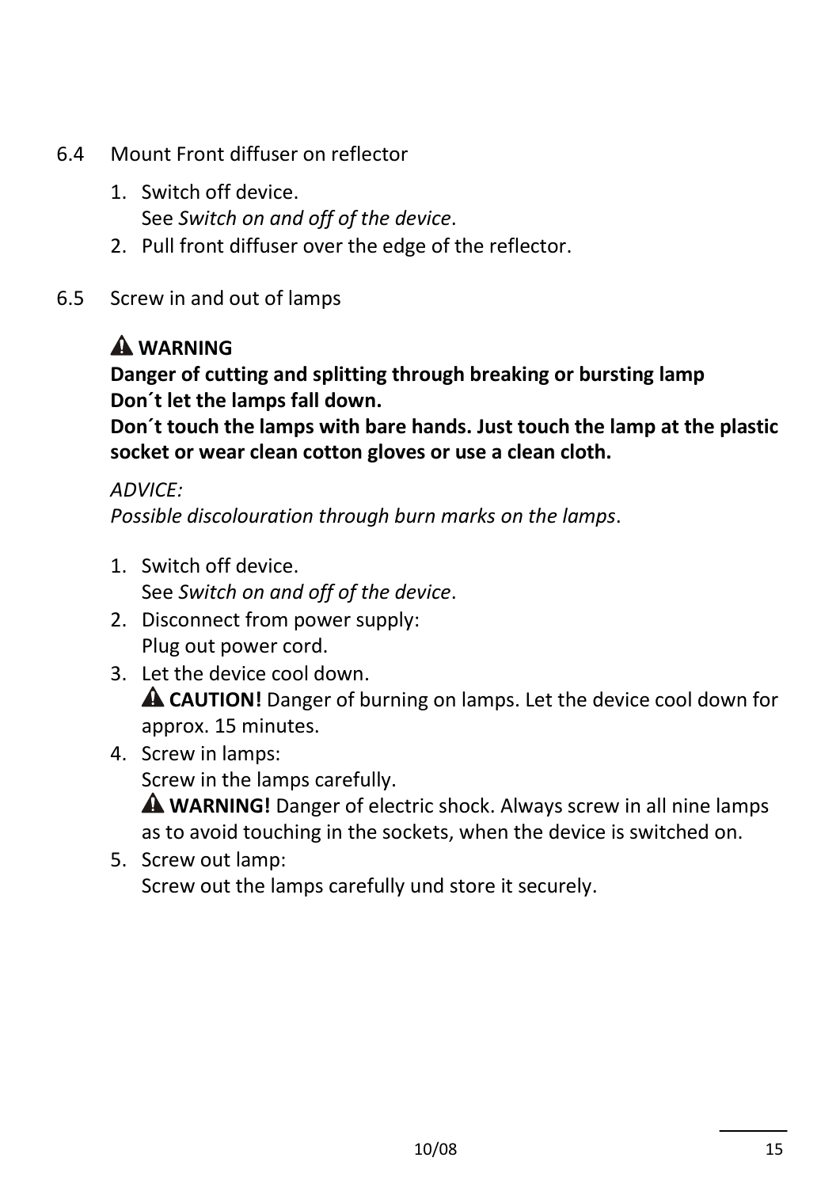## 6.4 Mount Front diffuser on reflector

1. Switch off device.
   See *Switch on and off of the device*.
2. Pull front diffuser over the edge of the reflector.

## 6.5 Screw in and out of lamps

**⚠ WARNING**
**Danger of cutting and splitting through breaking or bursting lamp**
**Don´t let the lamps fall down.**
**Don´t touch the lamps with bare hands. Just touch the lamp at the plastic socket or wear clean cotton gloves or use a clean cloth.**

*ADVICE:*
*Possible discolouration through burn marks on the lamps*.

1. Switch off device.
   See *Switch on and off of the device*.
2. Disconnect from power supply:
   Plug out power cord.
3. Let the device cool down.
   ⚠ **CAUTION!** Danger of burning on lamps. Let the device cool down for approx. 15 minutes.
4. Screw in lamps:
   Screw in the lamps carefully.
   ⚠ **WARNING!** Danger of electric shock. Always screw in all nine lamps as to avoid touching in the sockets, when the device is switched on.
5. Screw out lamp:
   Screw out the lamps carefully und store it securely.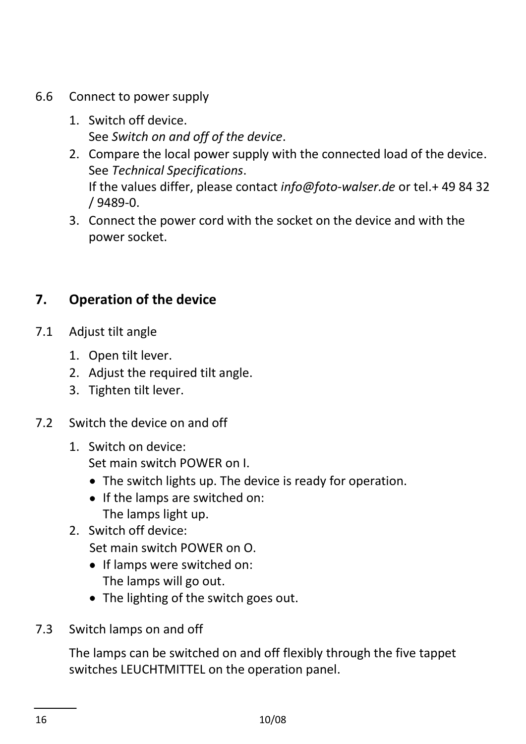6.6 Connect to power supply

1. Switch off device.
   See *Switch on and off of the device*.
2. Compare the local power supply with the connected load of the device. See *Technical Specifications*.
   If the values differ, please contact *info@foto-walser.de* or tel.+ 49 84 32 / 9489-0.
3. Connect the power cord with the socket on the device and with the power socket.

## 7. Operation of the device

7.1 Adjust tilt angle

1. Open tilt lever.
2. Adjust the required tilt angle.
3. Tighten tilt lever.

7.2 Switch the device on and off

1. Switch on device:
   Set main switch POWER on I.
   - The switch lights up. The device is ready for operation.
   - If the lamps are switched on:
     The lamps light up.
2. Switch off device:
   Set main switch POWER on O.
   - If lamps were switched on:
     The lamps will go out.
   - The lighting of the switch goes out.

7.3 Switch lamps on and off

The lamps can be switched on and off flexibly through the five tappet switches LEUCHTMITTEL on the operation panel.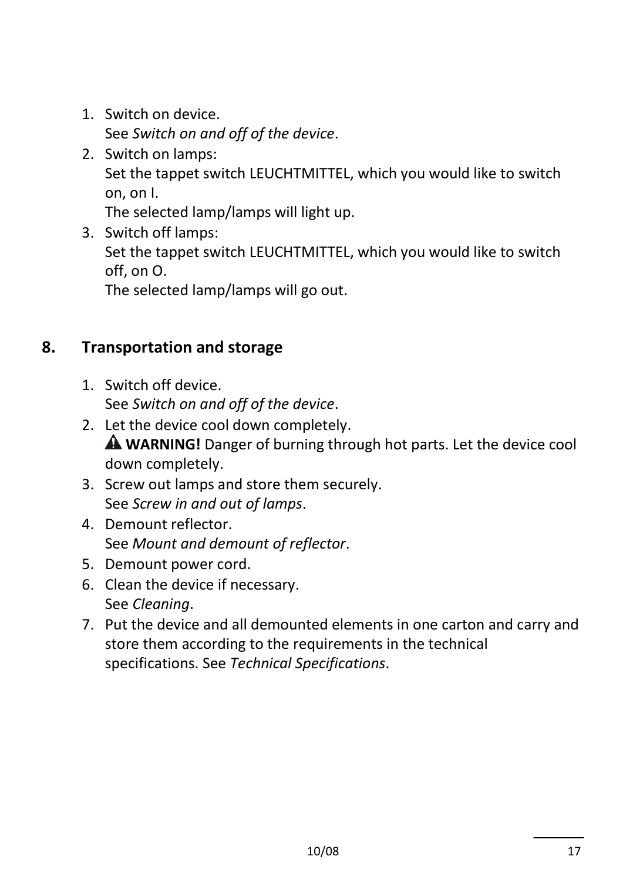1. Switch on device.
   See *Switch on and off of the device*.
2. Switch on lamps:
   Set the tappet switch LEUCHTMITTEL, which you would like to switch on, on I.
   The selected lamp/lamps will light up.
3. Switch off lamps:
   Set the tappet switch LEUCHTMITTEL, which you would like to switch off, on O.
   The selected lamp/lamps will go out.

## 8. Transportation and storage

1. Switch off device.
   See *Switch on and off of the device*.
2. Let the device cool down completely.
   ⚠ **WARNING!** Danger of burning through hot parts. Let the device cool down completely.
3. Screw out lamps and store them securely.
   See *Screw in and out of lamps*.
4. Demount reflector.
   See *Mount and demount of reflector*.
5. Demount power cord.
6. Clean the device if necessary.
   See *Cleaning*.
7. Put the device and all demounted elements in one carton and carry and store them according to the requirements in the technical specifications. See *Technical Specifications*.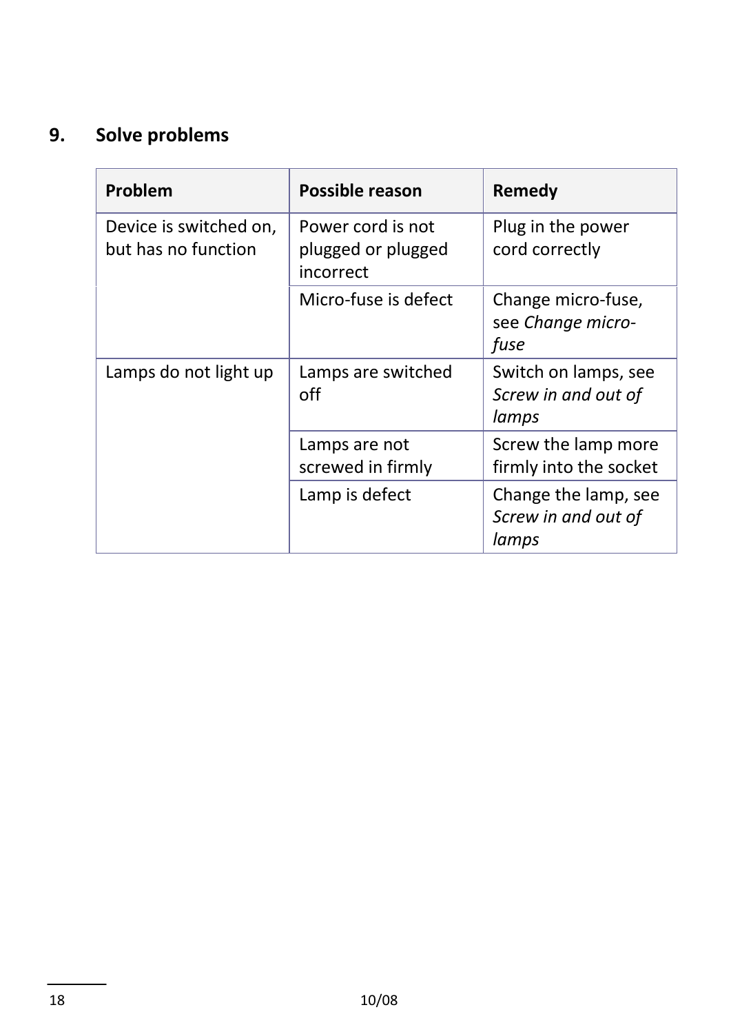## 9. Solve problems

| Problem | Possible reason | Remedy |
|---|---|---|
| Device is switched on, but has no function | Power cord is not plugged or plugged incorrect | Plug in the power cord correctly |
| | Micro-fuse is defect | Change micro-fuse, see *Change micro-fuse* |
| Lamps do not light up | Lamps are switched off | Switch on lamps, see *Screw in and out of lamps* |
| | Lamps are not screwed in firmly | Screw the lamp more firmly into the socket |
| | Lamp is defect | Change the lamp, see *Screw in and out of lamps* |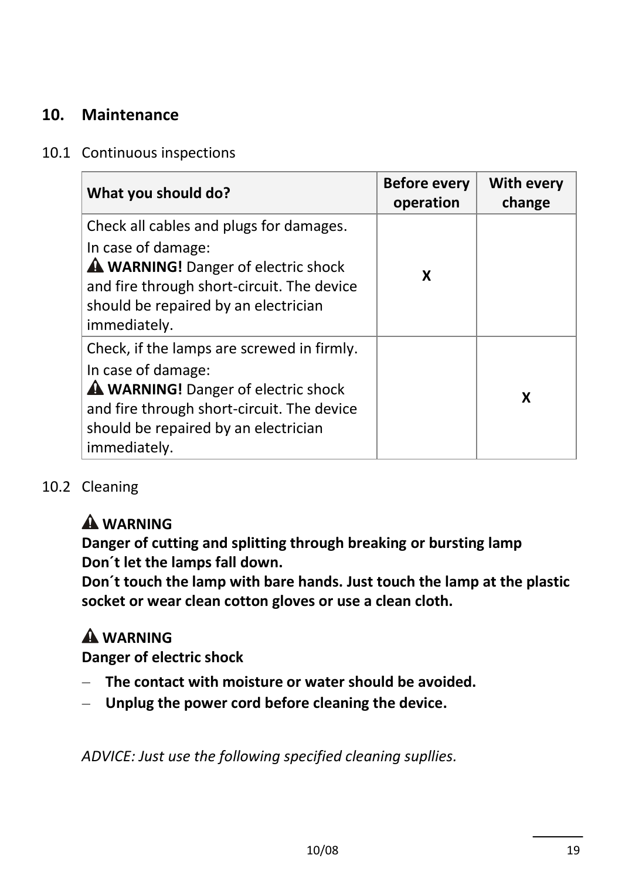## 10. Maintenance

### 10.1 Continuous inspections

| What you should do? | Before every operation | With every change |
|---|---|---|
| Check all cables and plugs for damages.<br>In case of damage:<br>⚠ **WARNING!** Danger of electric shock and fire through short-circuit. The device should be repaired by an electrician immediately. | X | |
| Check, if the lamps are screwed in firmly.<br>In case of damage:<br>⚠ **WARNING!** Danger of electric shock and fire through short-circuit. The device should be repaired by an electrician immediately. | | X |

### 10.2 Cleaning

**⚠ WARNING**
**Danger of cutting and splitting through breaking or bursting lamp**
**Don´t let the lamps fall down.**
**Don´t touch the lamp with bare hands. Just touch the lamp at the plastic socket or wear clean cotton gloves or use a clean cloth.**

**⚠ WARNING**
**Danger of electric shock**

- **The contact with moisture or water should be avoided.**
- **Unplug the power cord before cleaning the device.**

*ADVICE: Just use the following specified cleaning supllies.*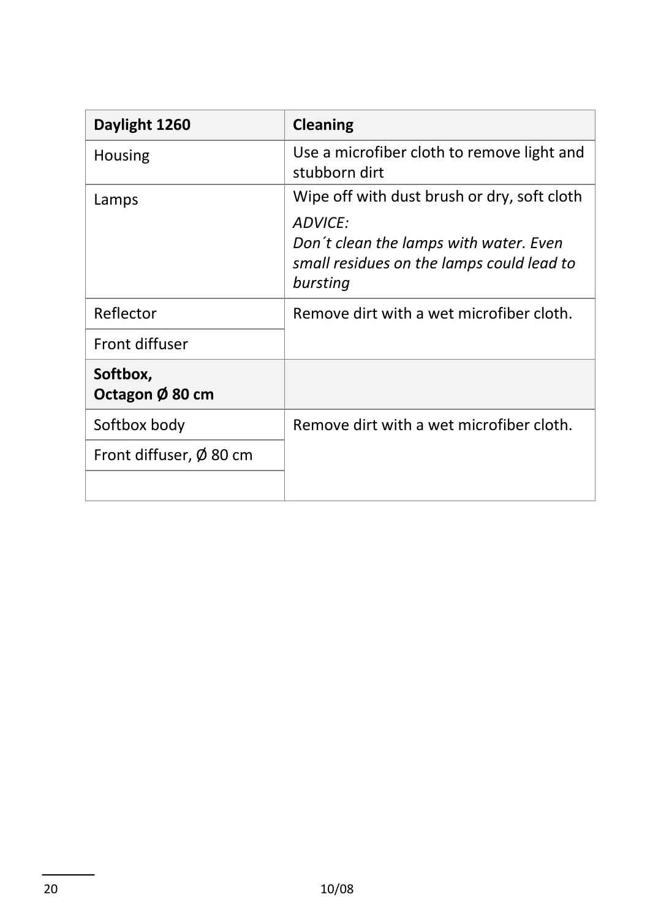| **Daylight 1260** | **Cleaning** |
| --- | --- |
| Housing | Use a microfiber cloth to remove light and stubborn dirt |
| Lamps | Wipe off with dust brush or dry, soft cloth<br>*ADVICE:*<br>*Don´t clean the lamps with water. Even small residues on the lamps could lead to bursting* |
| Reflector | Remove dirt with a wet microfiber cloth. |
| Front diffuser | |
| **Softbox, Octagon Ø 80 cm** | |
| Softbox body | Remove dirt with a wet microfiber cloth. |
| Front diffuser, Ø 80 cm | |
| | |

10/08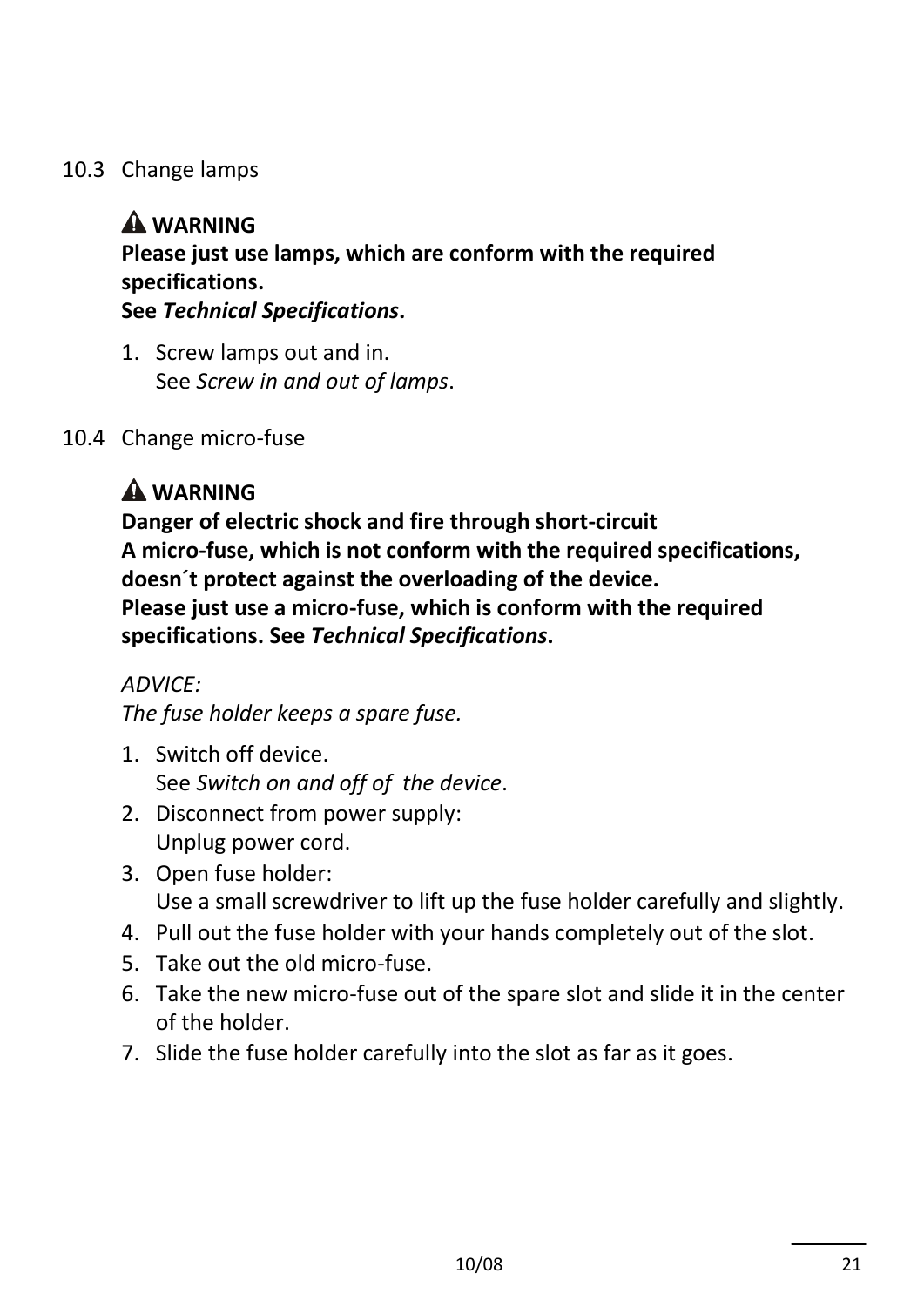## 10.3 Change lamps

**⚠ WARNING**
**Please just use lamps, which are conform with the required specifications.**
**See *Technical Specifications*.**

1. Screw lamps out and in.
   See *Screw in and out of lamps*.

## 10.4 Change micro-fuse

**⚠ WARNING**
**Danger of electric shock and fire through short-circuit**
**A micro-fuse, which is not conform with the required specifications, doesn´t protect against the overloading of the device.**
**Please just use a micro-fuse, which is conform with the required specifications. See *Technical Specifications*.**

*ADVICE:*
*The fuse holder keeps a spare fuse.*

1. Switch off device.
   See *Switch on and off of  the device*.
2. Disconnect from power supply:
   Unplug power cord.
3. Open fuse holder:
   Use a small screwdriver to lift up the fuse holder carefully and slightly.
4. Pull out the fuse holder with your hands completely out of the slot.
5. Take out the old micro-fuse.
6. Take the new micro-fuse out of the spare slot and slide it in the center of the holder.
7. Slide the fuse holder carefully into the slot as far as it goes.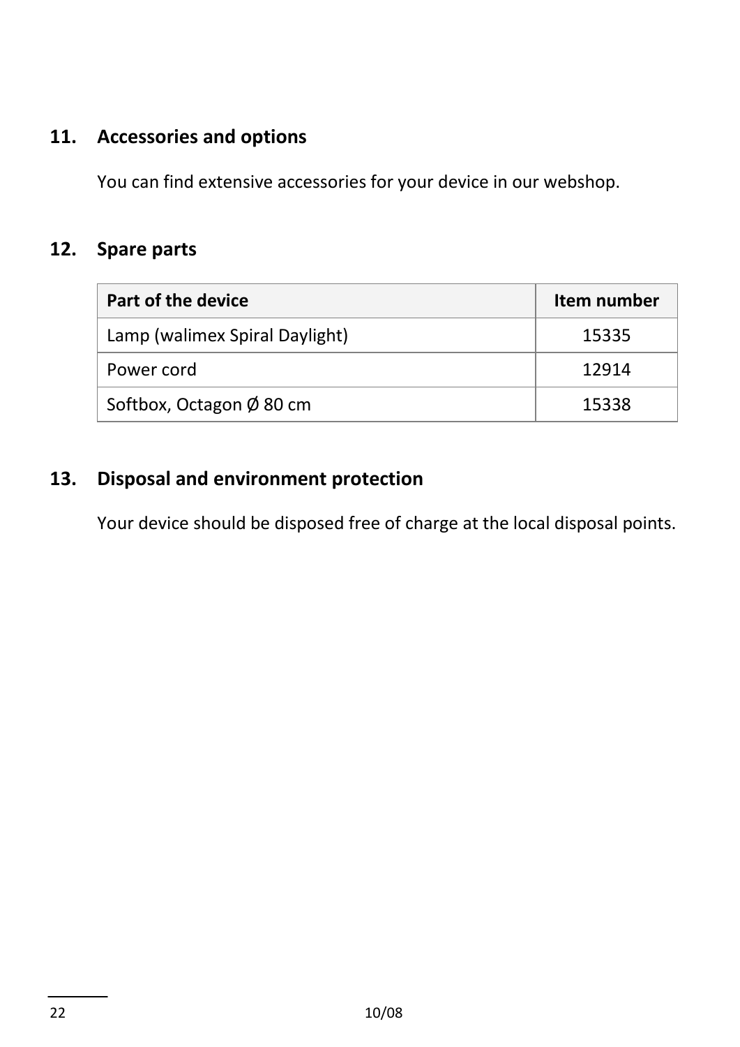## 11. Accessories and options

You can find extensive accessories for your device in our webshop.

## 12. Spare parts

| Part of the device | Item number |
| --- | --- |
| Lamp (walimex Spiral Daylight) | 15335 |
| Power cord | 12914 |
| Softbox, Octagon Ø 80 cm | 15338 |

## 13. Disposal and environment protection

Your device should be disposed free of charge at the local disposal points.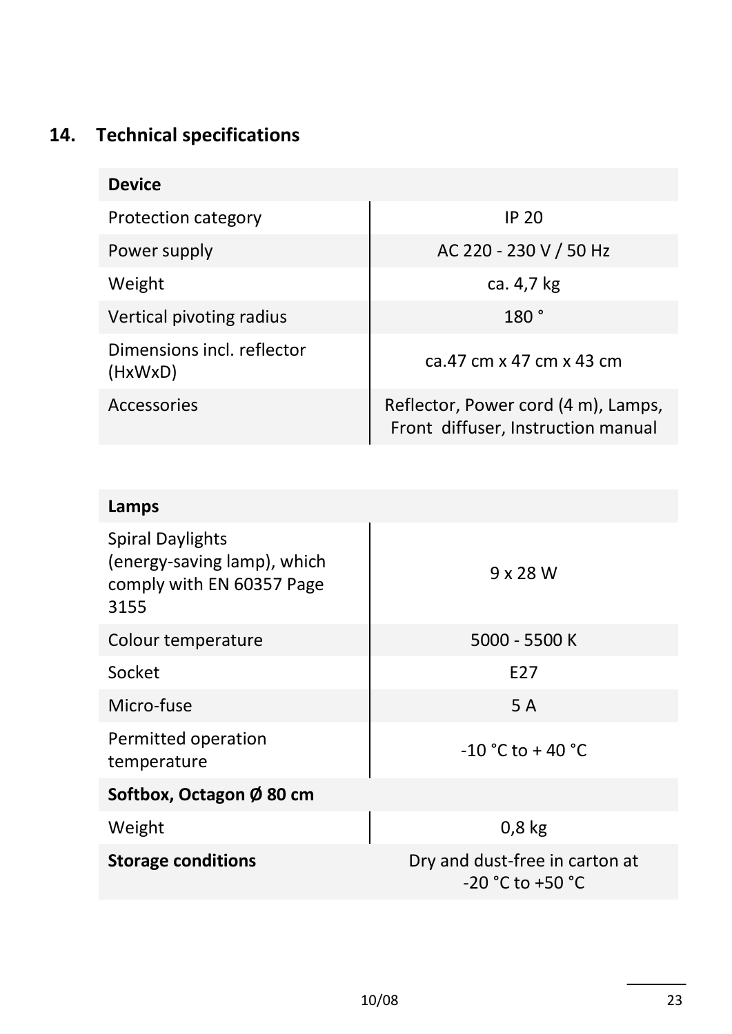## 14. Technical specifications

| **Device** | |
|---|---|
| Protection category | IP 20 |
| Power supply | AC 220 - 230 V / 50 Hz |
| Weight | ca. 4,7 kg |
| Vertical pivoting radius | 180 ° |
| Dimensions incl. reflector (HxWxD) | ca.47 cm x 47 cm x 43 cm |
| Accessories | Reflector, Power cord (4 m), Lamps, Front diffuser, Instruction manual |

| **Lamps** | |
|---|---|
| Spiral Daylights (energy-saving lamp), which comply with EN 60357 Page 3155 | 9 x 28 W |
| Colour temperature | 5000 - 5500 K |
| Socket | E27 |
| Micro-fuse | 5 A |
| Permitted operation temperature | -10 °C to + 40 °C |
| **Softbox, Octagon Ø 80 cm** | |
| Weight | 0,8 kg |
| **Storage conditions** | Dry and dust-free in carton at -20 °C to +50 °C |

10/08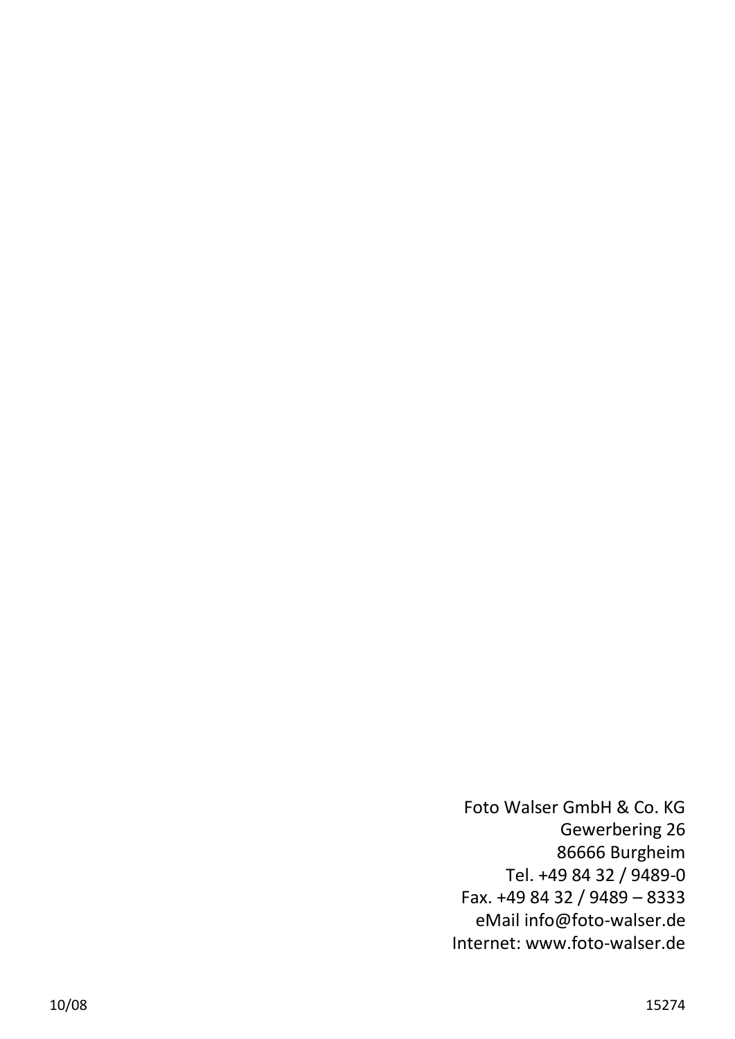Foto Walser GmbH & Co. KG
Gewerbering 26
86666 Burgheim
Tel. +49 84 32 / 9489-0
Fax. +49 84 32 / 9489 – 8333
eMail info@foto-walser.de
Internet: www.foto-walser.de

10/08

15274